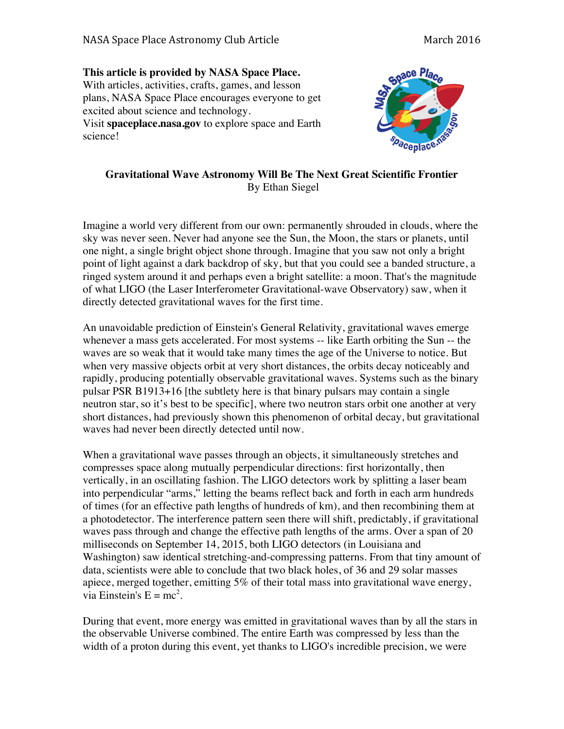**This article is provided by NASA Space Place.**
With articles, activities, crafts, games, and lesson plans, NASA Space Place encourages everyone to get excited about science and technology.
Visit **spaceplace.nasa.gov** to explore space and Earth science!

## Gravitational Wave Astronomy Will Be The Next Great Scientific Frontier

By Ethan Siegel

Imagine a world very different from our own: permanently shrouded in clouds, where the sky was never seen. Never had anyone see the Sun, the Moon, the stars or planets, until one night, a single bright object shone through. Imagine that you saw not only a bright point of light against a dark backdrop of sky, but that you could see a banded structure, a ringed system around it and perhaps even a bright satellite: a moon. That's the magnitude of what LIGO (the Laser Interferometer Gravitational-wave Observatory) saw, when it directly detected gravitational waves for the first time.

An unavoidable prediction of Einstein's General Relativity, gravitational waves emerge whenever a mass gets accelerated. For most systems -- like Earth orbiting the Sun -- the waves are so weak that it would take many times the age of the Universe to notice. But when very massive objects orbit at very short distances, the orbits decay noticeably and rapidly, producing potentially observable gravitational waves. Systems such as the binary pulsar PSR B1913+16 [the subtlety here is that binary pulsars may contain a single neutron star, so it's best to be specific], where two neutron stars orbit one another at very short distances, had previously shown this phenomenon of orbital decay, but gravitational waves had never been directly detected until now.

When a gravitational wave passes through an objects, it simultaneously stretches and compresses space along mutually perpendicular directions: first horizontally, then vertically, in an oscillating fashion. The LIGO detectors work by splitting a laser beam into perpendicular "arms," letting the beams reflect back and forth in each arm hundreds of times (for an effective path lengths of hundreds of km), and then recombining them at a photodetector. The interference pattern seen there will shift, predictably, if gravitational waves pass through and change the effective path lengths of the arms. Over a span of 20 milliseconds on September 14, 2015, both LIGO detectors (in Louisiana and Washington) saw identical stretching-and-compressing patterns. From that tiny amount of data, scientists were able to conclude that two black holes, of 36 and 29 solar masses apiece, merged together, emitting 5% of their total mass into gravitational wave energy, via Einstein's $E = mc^2$.

During that event, more energy was emitted in gravitational waves than by all the stars in the observable Universe combined. The entire Earth was compressed by less than the width of a proton during this event, yet thanks to LIGO's incredible precision, we were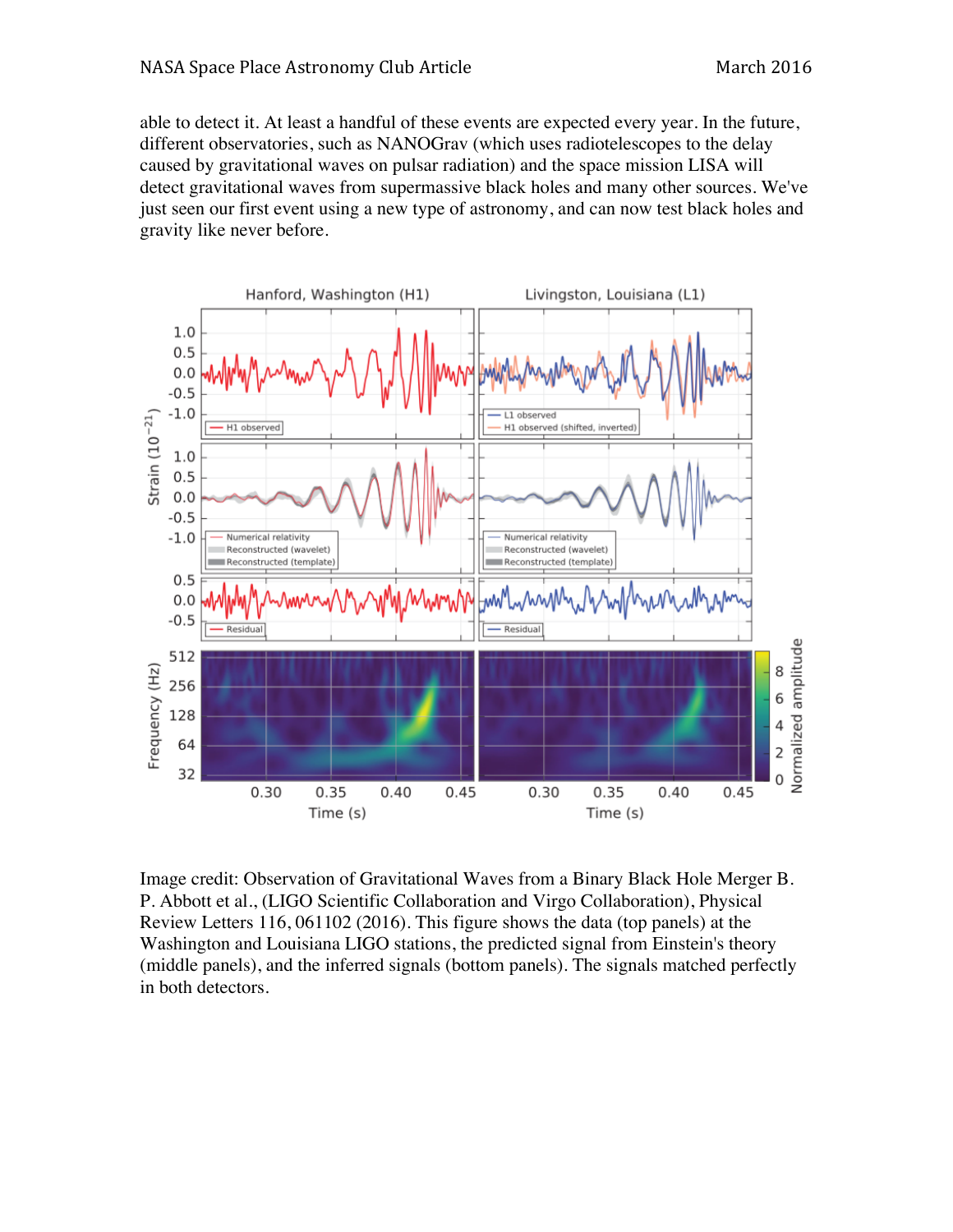able to detect it. At least a handful of these events are expected every year. In the future, different observatories, such as NANOGrav (which uses radiotelescopes to the delay caused by gravitational waves on pulsar radiation) and the space mission LISA will detect gravitational waves from supermassive black holes and many other sources. We've just seen our first event using a new type of astronomy, and can now test black holes and gravity like never before.

Hanford, Washington (H1)

Livingston, Louisiana (L1)

Strain ($10^{-21}$)

1.0
0.5
0.0
-0.5
-1.0

H1 observed

L1 observed
H1 observed (shifted, inverted)

Numerical relativity
Reconstructed (wavelet)
Reconstructed (template)

Residual

Frequency (Hz)

512
256
128
64
32

0.30 0.35 0.40 0.45

Time (s)

Normalized amplitude

0 2 4 6 8

Image credit: Observation of Gravitational Waves from a Binary Black Hole Merger B. P. Abbott et al., (LIGO Scientific Collaboration and Virgo Collaboration), Physical Review Letters 116, 061102 (2016). This figure shows the data (top panels) at the Washington and Louisiana LIGO stations, the predicted signal from Einstein's theory (middle panels), and the inferred signals (bottom panels). The signals matched perfectly in both detectors.